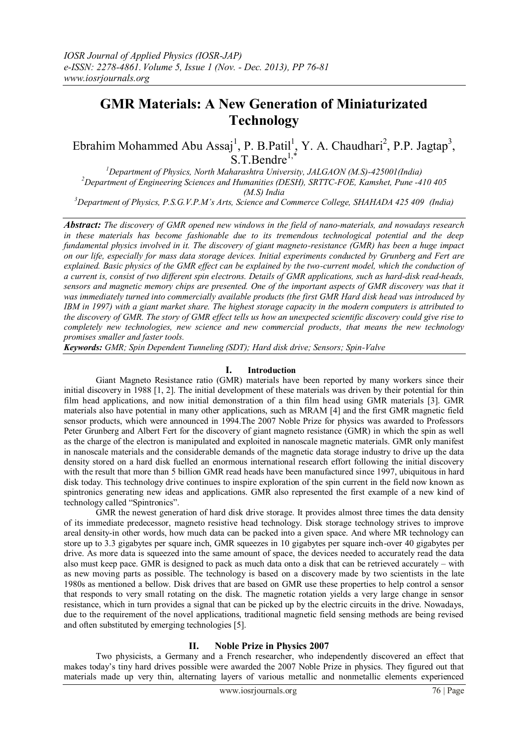# GMR Materials: A New Generation of Miniaturizated Technology

Ebrahim Mohammed Abu Assaj[1], P. B.Patil[1], Y. A. Chaudhari[2], P.P. Jagtap[3], S.T.Bendre[1,*]

[1]Department of Physics, North Maharashtra University, JALGAON (M.S)-425001(India)
[2]Department of Engineering Sciences and Humanities (DESH), SRTTC-FOE, Kamshet, Pune -410 405 (M.S) India
[3]Department of Physics, P.S.G.V.P.M's Arts, Science and Commerce College, SHAHADA 425 409 (India)

***Abstract:*** *The discovery of GMR opened new windows in the field of nano-materials, and nowadays research in these materials has become fashionable due to its tremendous technological potential and the deep fundamental physics involved in it. The discovery of giant magneto-resistance (GMR) has been a huge impact on our life, especially for mass data storage devices. Initial experiments conducted by Grunberg and Fert are explained. Basic physics of the GMR effect can be explained by the two-current model, which the conduction of a current is, consist of two different spin electrons. Details of GMR applications, such as hard-disk read-heads, sensors and magnetic memory chips are presented. One of the important aspects of GMR discovery was that it was immediately turned into commercially available products (the first GMR Hard disk head was introduced by IBM in 1997) with a giant market share. The highest storage capacity in the modern computers is attributed to the discovery of GMR. The story of GMR effect tells us how an unexpected scientific discovery could give rise to completely new technologies, new science and new commercial products, that means the new technology promises smaller and faster tools.*

***Keywords:*** *GMR; Spin Dependent Tunneling (SDT); Hard disk drive; Sensors; Spin-Valve*

## I. Introduction

Giant Magneto Resistance ratio (GMR) materials have been reported by many workers since their initial discovery in 1988 [1, 2]. The initial development of these materials was driven by their potential for thin film head applications, and now initial demonstration of a thin film head using GMR materials [3]. GMR materials also have potential in many other applications, such as MRAM [4] and the first GMR magnetic field sensor products, which were announced in 1994.The 2007 Noble Prize for physics was awarded to Professors Peter Grunberg and Albert Fert for the discovery of giant magneto resistance (GMR) in which the spin as well as the charge of the electron is manipulated and exploited in nanoscale magnetic materials. GMR only manifest in nanoscale materials and the considerable demands of the magnetic data storage industry to drive up the data density stored on a hard disk fuelled an enormous international research effort following the initial discovery with the result that more than 5 billion GMR read heads have been manufactured since 1997, ubiquitous in hard disk today. This technology drive continues to inspire exploration of the spin current in the field now known as spintronics generating new ideas and applications. GMR also represented the first example of a new kind of technology called "Spintronics".

GMR the newest generation of hard disk drive storage. It provides almost three times the data density of its immediate predecessor, magneto resistive head technology. Disk storage technology strives to improve areal density-in other words, how much data can be packed into a given space. And where MR technology can store up to 3.3 gigabytes per square inch, GMR squeezes in 10 gigabytes per square inch-over 40 gigabytes per drive. As more data is squeezed into the same amount of space, the devices needed to accurately read the data also must keep pace. GMR is designed to pack as much data onto a disk that can be retrieved accurately – with as new moving parts as possible. The technology is based on a discovery made by two scientists in the late 1980s as mentioned a bellow. Disk drives that are based on GMR use these properties to help control a sensor that responds to very small rotating on the disk. The magnetic rotation yields a very large change in sensor resistance, which in turn provides a signal that can be picked up by the electric circuits in the drive. Nowadays, due to the requirement of the novel applications, traditional magnetic field sensing methods are being revised and often substituted by emerging technologies [5].

## II. Noble Prize in Physics 2007

Two physicists, a Germany and a French researcher, who independently discovered an effect that makes today's tiny hard drives possible were awarded the 2007 Noble Prize in physics. They figured out that materials made up very thin, alternating layers of various metallic and nonmetallic elements experienced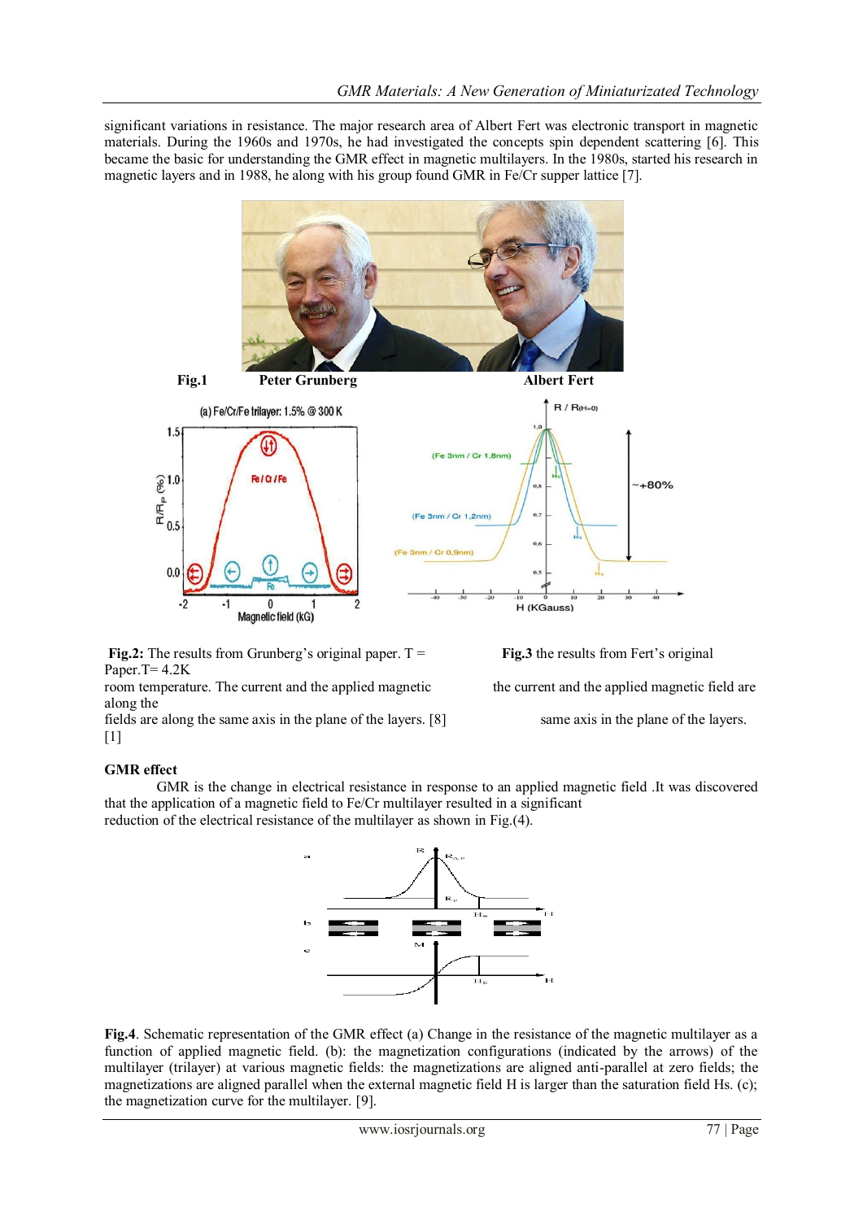significant variations in resistance. The major research area of Albert Fert was electronic transport in magnetic materials. During the 1960s and 1970s, he had investigated the concepts spin dependent scattering [6]. This became the basic for understanding the GMR effect in magnetic multilayers. In the 1980s, started his research in magnetic layers and in 1988, he along with his group found GMR in Fe/Cr supper lattice [7].

**Fig.1** **Peter Grunberg** **Albert Fert**

**Fig.2:** The results from Grunberg's original paper. T = room temperature. The current and the applied magnetic fields are along the same axis in the plane of the layers. [8]

**Fig.3** the results from Fert's original Paper.T= 4.2K the current and the applied magnetic field are along the same axis in the plane of the layers. [1]

**GMR effect**

GMR is the change in electrical resistance in response to an applied magnetic field .It was discovered that the application of a magnetic field to Fe/Cr multilayer resulted in a significant reduction of the electrical resistance of the multilayer as shown in Fig.(4).

**Fig.4**. Schematic representation of the GMR effect (a) Change in the resistance of the magnetic multilayer as a function of applied magnetic field. (b): the magnetization configurations (indicated by the arrows) of the multilayer (trilayer) at various magnetic fields: the magnetizations are aligned anti-parallel at zero fields; the magnetizations are aligned parallel when the external magnetic field H is larger than the saturation field Hs. (c); the magnetization curve for the multilayer. [9].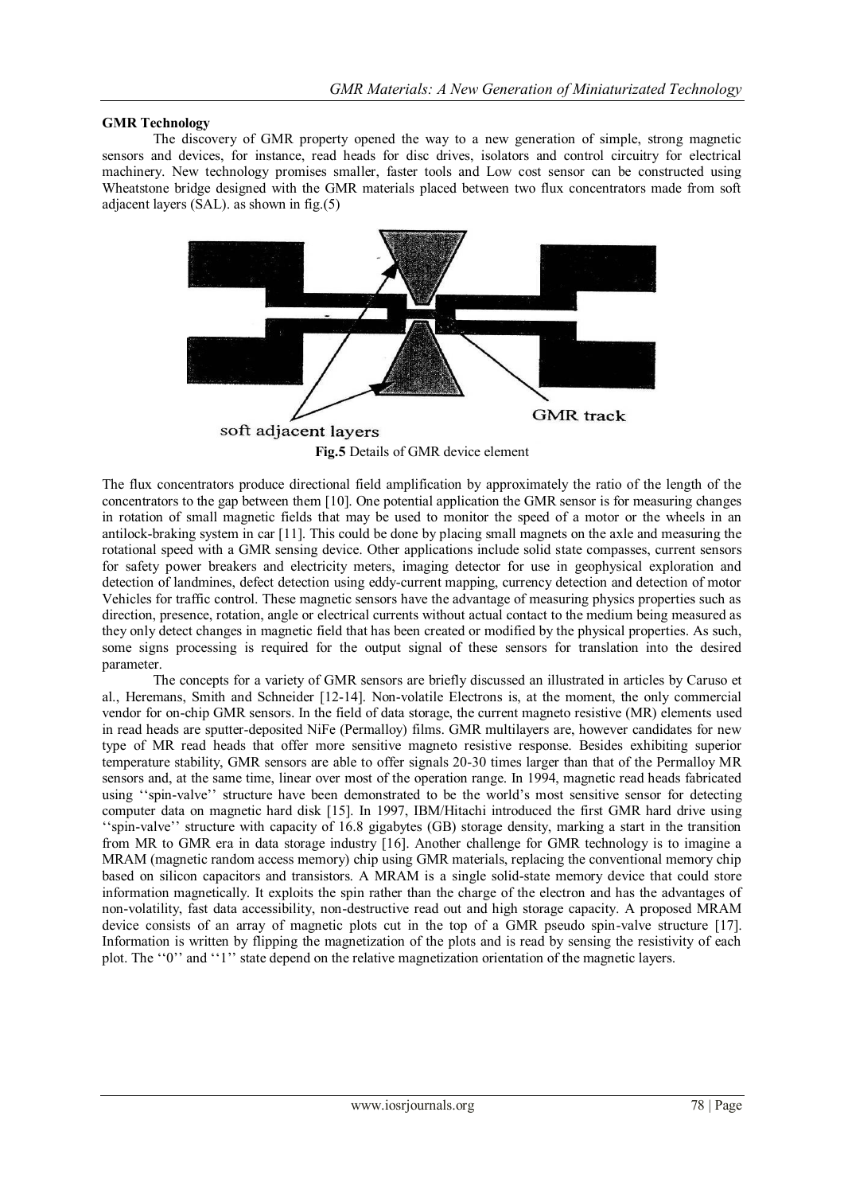**GMR Technology**

The discovery of GMR property opened the way to a new generation of simple, strong magnetic sensors and devices, for instance, read heads for disc drives, isolators and control circuitry for electrical machinery. New technology promises smaller, faster tools and Low cost sensor can be constructed using Wheatstone bridge designed with the GMR materials placed between two flux concentrators made from soft adjacent layers (SAL). as shown in fig.(5)

**Fig.5** Details of GMR device element

The flux concentrators produce directional field amplification by approximately the ratio of the length of the concentrators to the gap between them [10]. One potential application the GMR sensor is for measuring changes in rotation of small magnetic fields that may be used to monitor the speed of a motor or the wheels in an antilock-braking system in car [11]. This could be done by placing small magnets on the axle and measuring the rotational speed with a GMR sensing device. Other applications include solid state compasses, current sensors for safety power breakers and electricity meters, imaging detector for use in geophysical exploration and detection of landmines, defect detection using eddy-current mapping, currency detection and detection of motor Vehicles for traffic control. These magnetic sensors have the advantage of measuring physics properties such as direction, presence, rotation, angle or electrical currents without actual contact to the medium being measured as they only detect changes in magnetic field that has been created or modified by the physical properties. As such, some signs processing is required for the output signal of these sensors for translation into the desired parameter.

The concepts for a variety of GMR sensors are briefly discussed an illustrated in articles by Caruso et al., Heremans, Smith and Schneider [12-14]. Non-volatile Electrons is, at the moment, the only commercial vendor for on-chip GMR sensors. In the field of data storage, the current magneto resistive (MR) elements used in read heads are sputter-deposited NiFe (Permalloy) films. GMR multilayers are, however candidates for new type of MR read heads that offer more sensitive magneto resistive response. Besides exhibiting superior temperature stability, GMR sensors are able to offer signals 20-30 times larger than that of the Permalloy MR sensors and, at the same time, linear over most of the operation range. In 1994, magnetic read heads fabricated using ''spin-valve'' structure have been demonstrated to be the world's most sensitive sensor for detecting computer data on magnetic hard disk [15]. In 1997, IBM/Hitachi introduced the first GMR hard drive using ''spin-valve'' structure with capacity of 16.8 gigabytes (GB) storage density, marking a start in the transition from MR to GMR era in data storage industry [16]. Another challenge for GMR technology is to imagine a MRAM (magnetic random access memory) chip using GMR materials, replacing the conventional memory chip based on silicon capacitors and transistors. A MRAM is a single solid-state memory device that could store information magnetically. It exploits the spin rather than the charge of the electron and has the advantages of non-volatility, fast data accessibility, non-destructive read out and high storage capacity. A proposed MRAM device consists of an array of magnetic plots cut in the top of a GMR pseudo spin-valve structure [17]. Information is written by flipping the magnetization of the plots and is read by sensing the resistivity of each plot. The ''0'' and ''1'' state depend on the relative magnetization orientation of the magnetic layers.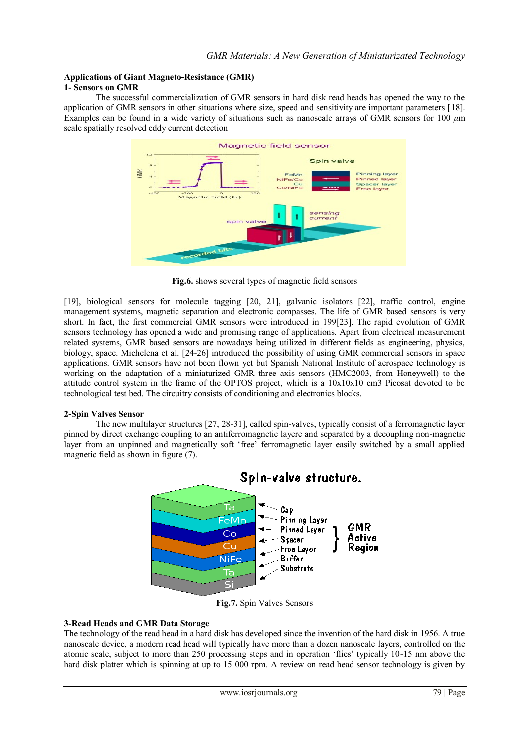## Applications of Giant Magneto-Resistance (GMR)

### 1- Sensors on GMR

The successful commercialization of GMR sensors in hard disk read heads has opened the way to the application of GMR sensors in other situations where size, speed and sensitivity are important parameters [18]. Examples can be found in a wide variety of situations such as nanoscale arrays of GMR sensors for 100 $\mu$m scale spatially resolved eddy current detection

**Fig.6.** shows several types of magnetic field sensors

[19], biological sensors for molecule tagging [20, 21], galvanic isolators [22], traffic control, engine management systems, magnetic separation and electronic compasses. The life of GMR based sensors is very short. In fact, the first commercial GMR sensors were introduced in 199[23]. The rapid evolution of GMR sensors technology has opened a wide and promising range of applications. Apart from electrical measurement related systems, GMR based sensors are nowadays being utilized in different fields as engineering, physics, biology, space. Michelena et al. [24-26] introduced the possibility of using GMR commercial sensors in space applications. GMR sensors have not been flown yet but Spanish National Institute of aerospace technology is working on the adaptation of a miniaturized GMR three axis sensors (HMC2003, from Honeywell) to the attitude control system in the frame of the OPTOS project, which is a 10x10x10 cm3 Picosat devoted to be technological test bed. The circuitry consists of conditioning and electronics blocks.

### 2-Spin Valves Sensor

The new multilayer structures [27, 28-31], called spin-valves, typically consist of a ferromagnetic layer pinned by direct exchange coupling to an antiferromagnetic layere and separated by a decoupling non-magnetic layer from an unpinned and magnetically soft 'free' ferromagnetic layer easily switched by a small applied magnetic field as shown in figure (7).

**Fig.7.** Spin Valves Sensors

### 3-Read Heads and GMR Data Storage

The technology of the read head in a hard disk has developed since the invention of the hard disk in 1956. A true nanoscale device, a modern read head will typically have more than a dozen nanoscale layers, controlled on the atomic scale, subject to more than 250 processing steps and in operation 'flies' typically 10-15 nm above the hard disk platter which is spinning at up to 15 000 rpm. A review on read head sensor technology is given by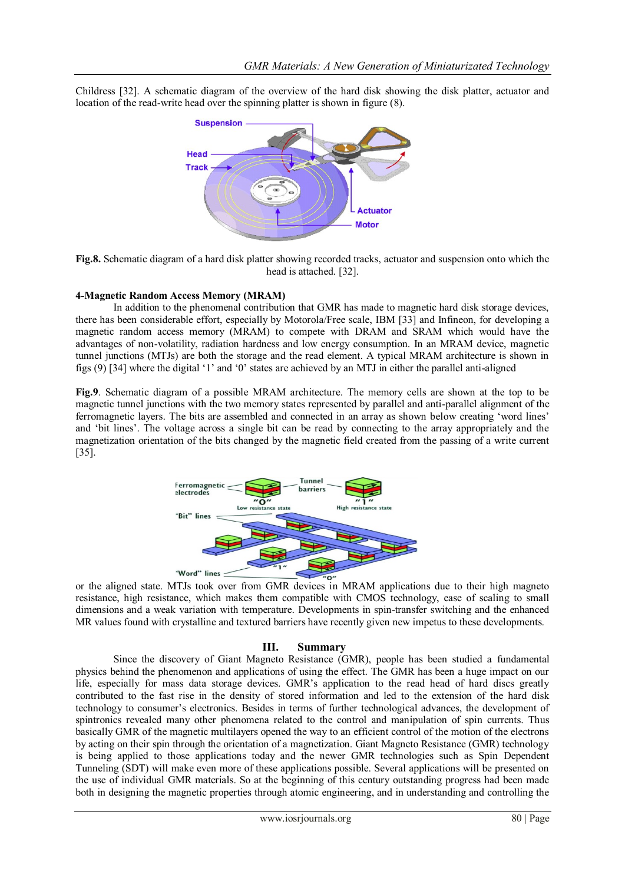Childress [32]. A schematic diagram of the overview of the hard disk showing the disk platter, actuator and location of the read-write head over the spinning platter is shown in figure (8).

**Fig.8.** Schematic diagram of a hard disk platter showing recorded tracks, actuator and suspension onto which the head is attached. [32].

**4-Magnetic Random Access Memory (MRAM)**

In addition to the phenomenal contribution that GMR has made to magnetic hard disk storage devices, there has been considerable effort, especially by Motorola/Free scale, IBM [33] and Infineon, for developing a magnetic random access memory (MRAM) to compete with DRAM and SRAM which would have the advantages of non-volatility, radiation hardness and low energy consumption. In an MRAM device, magnetic tunnel junctions (MTJs) are both the storage and the read element. A typical MRAM architecture is shown in figs (9) [34] where the digital '1' and '0' states are achieved by an MTJ in either the parallel anti-aligned or the aligned state. MTJs took over from GMR devices in MRAM applications due to their high magneto resistance, high resistance, which makes them compatible with CMOS technology, ease of scaling to small dimensions and a weak variation with temperature. Developments in spin-transfer switching and the enhanced MR values found with crystalline and textured barriers have recently given new impetus to these developments.

**Fig.9**. Schematic diagram of a possible MRAM architecture. The memory cells are shown at the top to be magnetic tunnel junctions with the two memory states represented by parallel and anti-parallel alignment of the ferromagnetic layers. The bits are assembled and connected in an array as shown below creating 'word lines' and 'bit lines'. The voltage across a single bit can be read by connecting to the array appropriately and the magnetization orientation of the bits changed by the magnetic field created from the passing of a write current [35].

## III. Summary

Since the discovery of Giant Magneto Resistance (GMR), people has been studied a fundamental physics behind the phenomenon and applications of using the effect. The GMR has been a huge impact on our life, especially for mass data storage devices. GMR's application to the read head of hard discs greatly contributed to the fast rise in the density of stored information and led to the extension of the hard disk technology to consumer's electronics. Besides in terms of further technological advances, the development of spintronics revealed many other phenomena related to the control and manipulation of spin currents. Thus basically GMR of the magnetic multilayers opened the way to an efficient control of the motion of the electrons by acting on their spin through the orientation of a magnetization. Giant Magneto Resistance (GMR) technology is being applied to those applications today and the newer GMR technologies such as Spin Dependent Tunneling (SDT) will make even more of these applications possible. Several applications will be presented on the use of individual GMR materials. So at the beginning of this century outstanding progress had been made both in designing the magnetic properties through atomic engineering, and in understanding and controlling the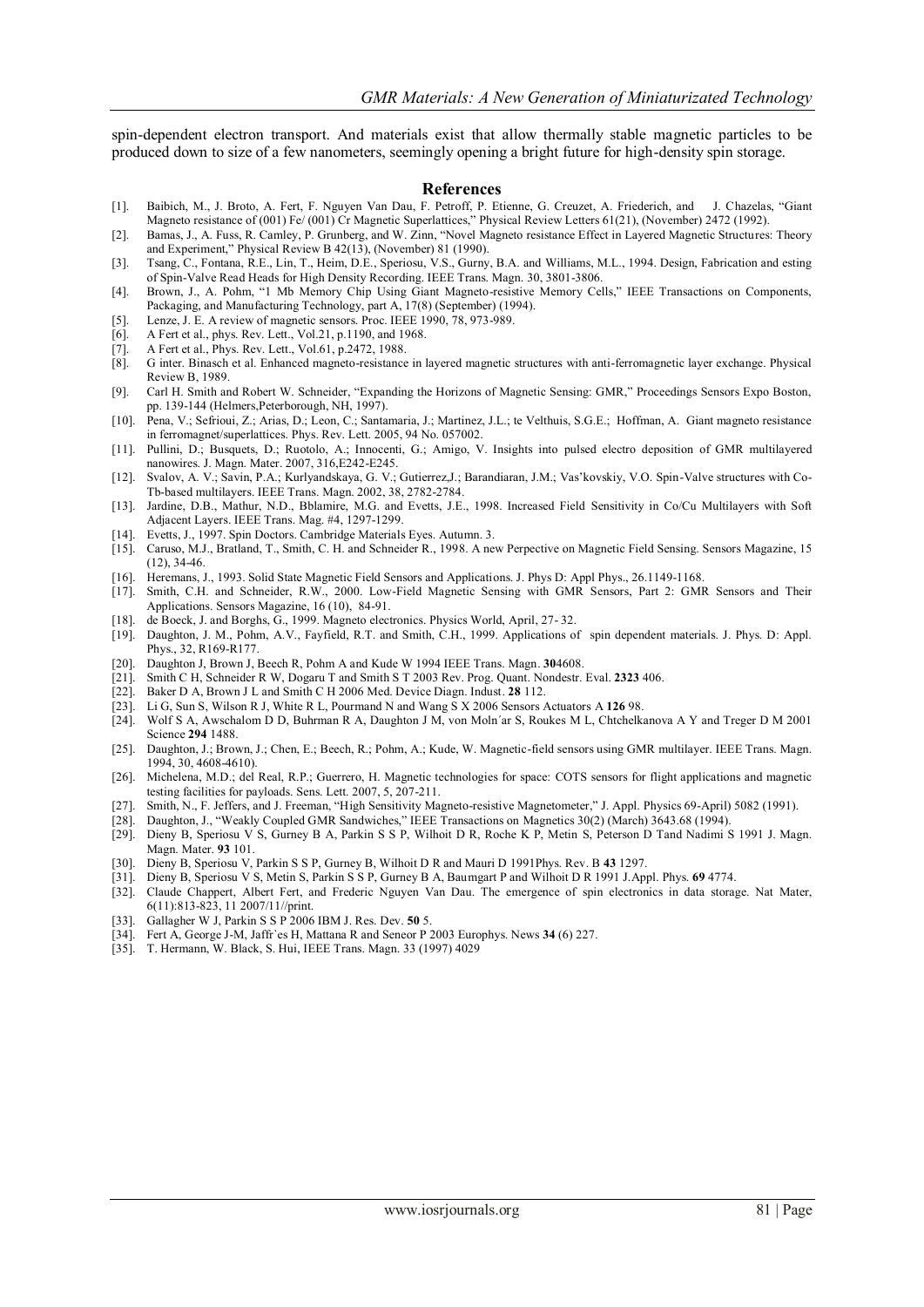spin-dependent electron transport. And materials exist that allow thermally stable magnetic particles to be produced down to size of a few nanometers, seemingly opening a bright future for high-density spin storage.

## References

[1]. Baibich, M., J. Broto, A. Fert, F. Nguyen Van Dau, F. Petroff, P. Etienne, G. Creuzet, A. Friederich, and J. Chazelas, "Giant Magneto resistance of (001) Fe/ (001) Cr Magnetic Superlattices," Physical Review Letters 61(21), (November) 2472 (1992).

[2]. Bamas, J., A. Fuss, R. Camley, P. Grunberg, and W. Zinn, "Novel Magneto resistance Effect in Layered Magnetic Structures: Theory and Experiment," Physical Review B 42(13), (November) 81 (1990).

[3]. Tsang, C., Fontana, R.E., Lin, T., Heim, D.E., Speriosu, V.S., Gurny, B.A. and Williams, M.L., 1994. Design, Fabrication and esting of Spin-Valve Read Heads for High Density Recording. IEEE Trans. Magn. 30, 3801-3806.

[4]. Brown, J., A. Pohm, "1 Mb Memory Chip Using Giant Magneto-resistive Memory Cells," IEEE Transactions on Components, Packaging, and Manufacturing Technology, part A, 17(8) (September) (1994).

[5]. Lenze, J. E. A review of magnetic sensors. Proc. IEEE 1990, 78, 973-989.

[6]. A Fert et al., phys. Rev. Lett., Vol.21, p.1190, and 1968.

[7]. A Fert et al., Phys. Rev. Lett., Vol.61, p.2472, 1988.

[8]. G inter. Binasch et al. Enhanced magneto-resistance in layered magnetic structures with anti-ferromagnetic layer exchange. Physical Review B, 1989.

[9]. Carl H. Smith and Robert W. Schneider, "Expanding the Horizons of Magnetic Sensing: GMR," Proceedings Sensors Expo Boston, pp. 139-144 (Helmers,Peterborough, NH, 1997).

[10]. Pena, V.; Sefrioui, Z.; Arias, D.; Leon, C.; Santamaria, J.; Martinez, J.L.; te Velthuis, S.G.E.; Hoffman, A. Giant magneto resistance in ferromagnet/superlattices. Phys. Rev. Lett. 2005, 94 No. 057002.

[11]. Pullini, D.; Busquets, D.; Ruotolo, A.; Innocenti, G.; Amigo, V. Insights into pulsed electro deposition of GMR multilayered nanowires. J. Magn. Mater. 2007, 316,E242-E245.

[12]. Svalov, A. V.; Savin, P.A.; Kurlyandskaya, G. V.; Gutierrez,J.; Barandiaran, J.M.; Vas'kovskiy, V.O. Spin-Valve structures with Co-Tb-based multilayers. IEEE Trans. Magn. 2002, 38, 2782-2784.

[13]. Jardine, D.B., Mathur, N.D., Bblamire, M.G. and Evetts, J.E., 1998. Increased Field Sensitivity in Co/Cu Multilayers with Soft Adjacent Layers. IEEE Trans. Mag. #4, 1297-1299.

[14]. Evetts, J., 1997. Spin Doctors. Cambridge Materials Eyes. Autumn. 3.

[15]. Caruso, M.J., Bratland, T., Smith, C. H. and Schneider R., 1998. A new Perpective on Magnetic Field Sensing. Sensors Magazine, 15 (12), 34-46.

[16]. Heremans, J., 1993. Solid State Magnetic Field Sensors and Applications. J. Phys D: Appl Phys., 26.1149-1168.

[17]. Smith, C.H. and Schneider, R.W., 2000. Low-Field Magnetic Sensing with GMR Sensors, Part 2: GMR Sensors and Their Applications. Sensors Magazine, 16 (10), 84-91.

[18]. de Boeck, J. and Borghs, G., 1999. Magneto electronics. Physics World, April, 27- 32.

[19]. Daughton, J. M., Pohm, A.V., Fayfield, R.T. and Smith, C.H., 1999. Applications of spin dependent materials. J. Phys. D: Appl. Phys., 32, R169-R177.

[20]. Daughton J, Brown J, Beech R, Pohm A and Kude W 1994 IEEE Trans. Magn. **30**4608.

[21]. Smith C H, Schneider R W, Dogaru T and Smith S T 2003 Rev. Prog. Quant. Nondestr. Eval. **2323** 406.

[22]. Baker D A, Brown J L and Smith C H 2006 Med. Device Diagn. Indust. **28** 112.

[23]. Li G, Sun S, Wilson R J, White R L, Pourmand N and Wang S X 2006 Sensors Actuators A **126** 98.

[24]. Wolf S A, Awschalom D D, Buhrman R A, Daughton J M, von Moln´ar S, Roukes M L, Chtchelkanova A Y and Treger D M 2001 Science **294** 1488.

[25]. Daughton, J.; Brown, J.; Chen, E.; Beech, R.; Pohm, A.; Kude, W. Magnetic-field sensors using GMR multilayer. IEEE Trans. Magn. 1994, 30, 4608-4610).

[26]. Michelena, M.D.; del Real, R.P.; Guerrero, H. Magnetic technologies for space: COTS sensors for flight applications and magnetic testing facilities for payloads. Sens. Lett. 2007, 5, 207-211.

[27]. Smith, N., F. Jeffers, and J. Freeman, "High Sensitivity Magneto-resistive Magnetometer," J. Appl. Physics 69-April) 5082 (1991).

[28]. Daughton, J., "Weakly Coupled GMR Sandwiches," IEEE Transactions on Magnetics 30(2) (March) 3643.68 (1994).

[29]. Dieny B, Speriosu V S, Gurney B A, Parkin S S P, Wilhoit D R, Roche K P, Metin S, Peterson D Tand Nadimi S 1991 J. Magn. Magn. Mater. **93** 101.

[30]. Dieny B, Speriosu V, Parkin S S P, Gurney B, Wilhoit D R and Mauri D 1991Phys. Rev. B **43** 1297.

[31]. Dieny B, Speriosu V S, Metin S, Parkin S S P, Gurney B A, Baumgart P and Wilhoit D R 1991 J.Appl. Phys. **69** 4774.

[32]. Claude Chappert, Albert Fert, and Frederic Nguyen Van Dau. The emergence of spin electronics in data storage. Nat Mater, 6(11):813-823, 11 2007/11//print.

[33]. Gallagher W J, Parkin S S P 2006 IBM J. Res. Dev. **50** 5.

[34]. Fert A, George J-M, Jaffr`es H, Mattana R and Seneor P 2003 Europhys. News **34** (6) 227.

[35]. T. Hermann, W. Black, S. Hui, IEEE Trans. Magn. 33 (1997) 4029